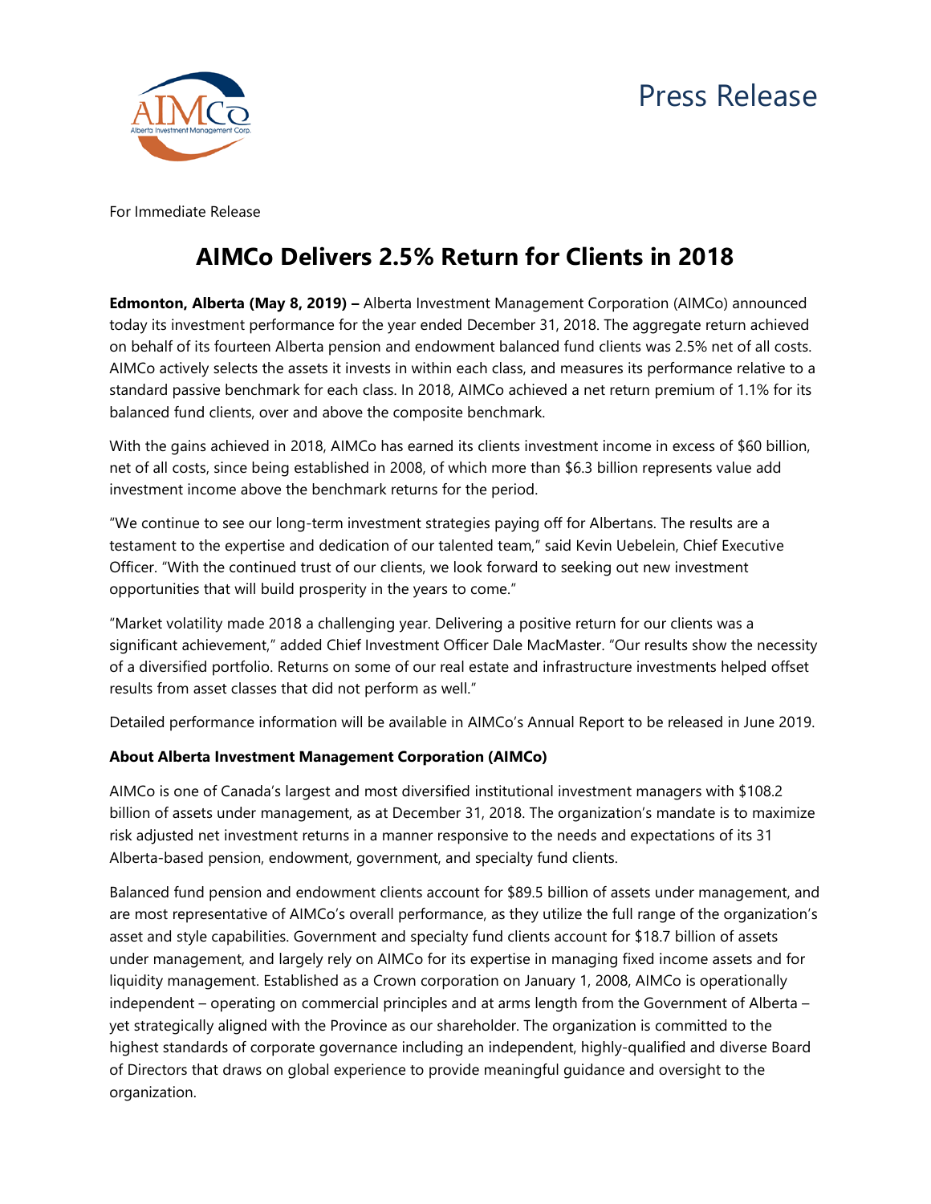Press Release

For Immediate Release

# AIMCo Delivers 2.5% Return for Clients in 2018

**Edmonton, Alberta (May 8, 2019) –** Alberta Investment Management Corporation (AIMCo) announced today its investment performance for the year ended December 31, 2018. The aggregate return achieved on behalf of its fourteen Alberta pension and endowment balanced fund clients was 2.5% net of all costs. AIMCo actively selects the assets it invests in within each class, and measures its performance relative to a standard passive benchmark for each class. In 2018, AIMCo achieved a net return premium of 1.1% for its balanced fund clients, over and above the composite benchmark.

With the gains achieved in 2018, AIMCo has earned its clients investment income in excess of $60 billion, net of all costs, since being established in 2008, of which more than $6.3 billion represents value add investment income above the benchmark returns for the period.

"We continue to see our long-term investment strategies paying off for Albertans. The results are a testament to the expertise and dedication of our talented team," said Kevin Uebelein, Chief Executive Officer. "With the continued trust of our clients, we look forward to seeking out new investment opportunities that will build prosperity in the years to come."

"Market volatility made 2018 a challenging year. Delivering a positive return for our clients was a significant achievement," added Chief Investment Officer Dale MacMaster. "Our results show the necessity of a diversified portfolio. Returns on some of our real estate and infrastructure investments helped offset results from asset classes that did not perform as well."

Detailed performance information will be available in AIMCo's Annual Report to be released in June 2019.

**About Alberta Investment Management Corporation (AIMCo)**

AIMCo is one of Canada's largest and most diversified institutional investment managers with $108.2 billion of assets under management, as at December 31, 2018. The organization's mandate is to maximize risk adjusted net investment returns in a manner responsive to the needs and expectations of its 31 Alberta-based pension, endowment, government, and specialty fund clients.

Balanced fund pension and endowment clients account for $89.5 billion of assets under management, and are most representative of AIMCo's overall performance, as they utilize the full range of the organization's asset and style capabilities. Government and specialty fund clients account for $18.7 billion of assets under management, and largely rely on AIMCo for its expertise in managing fixed income assets and for liquidity management. Established as a Crown corporation on January 1, 2008, AIMCo is operationally independent – operating on commercial principles and at arms length from the Government of Alberta – yet strategically aligned with the Province as our shareholder. The organization is committed to the highest standards of corporate governance including an independent, highly-qualified and diverse Board of Directors that draws on global experience to provide meaningful guidance and oversight to the organization.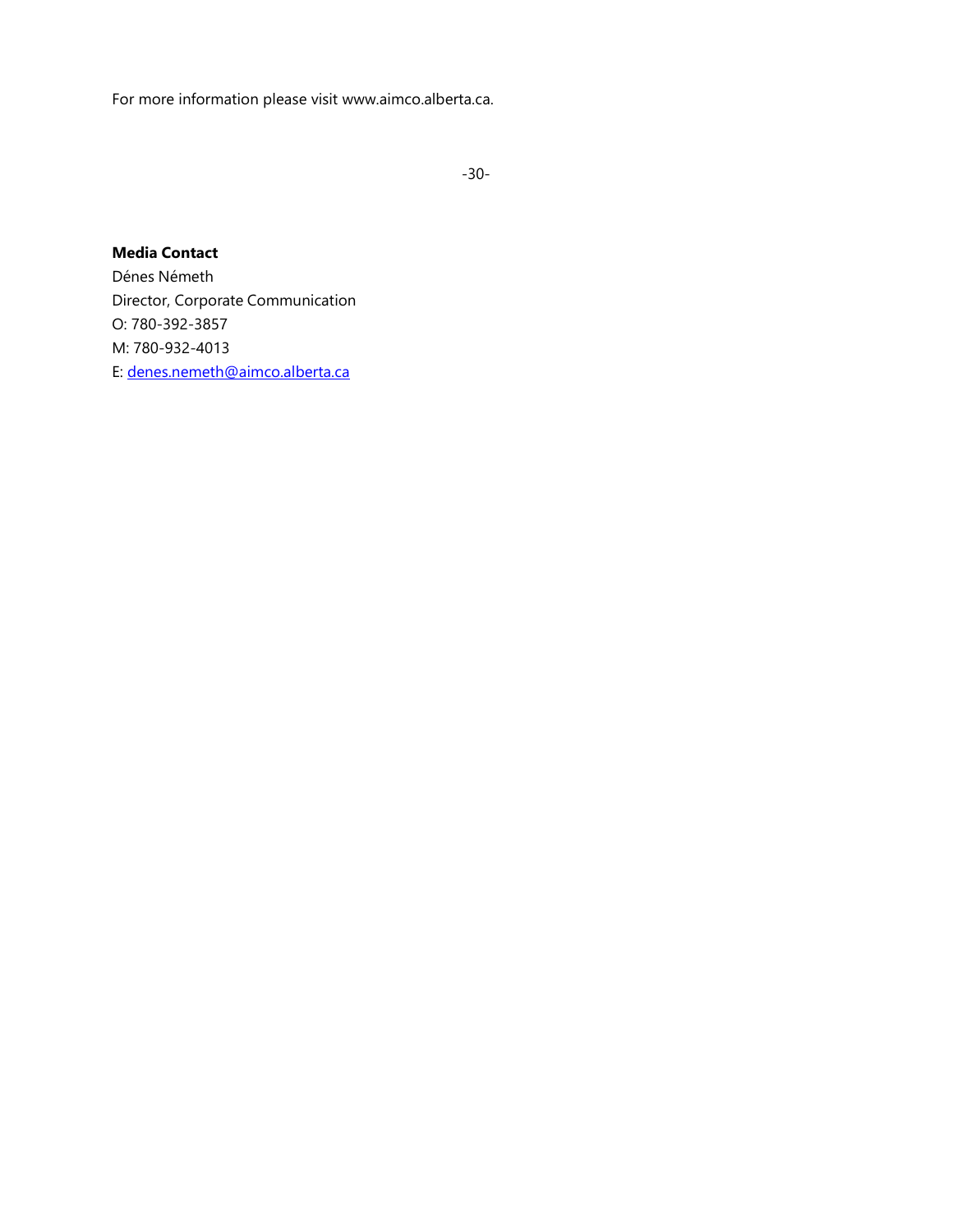For more information please visit www.aimco.alberta.ca.

-30-

**Media Contact**
Dénes Németh
Director, Corporate Communication
O: 780-392-3857
M: 780-932-4013
E: denes.nemeth@aimco.alberta.ca